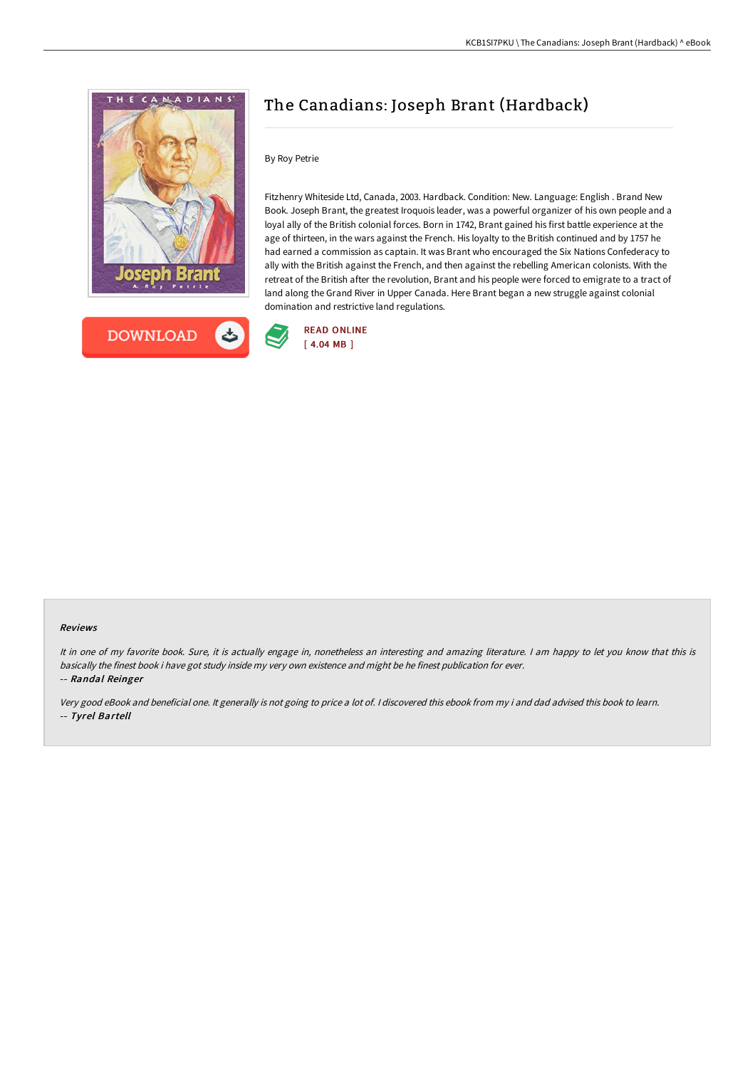# The Canadians: Joseph Brant (Hardback)

By Roy Petrie

Fitzhenry Whiteside Ltd, Canada, 2003. Hardback. Condition: New. Language: English . Brand New Book. Joseph Brant, the greatest Iroquois leader, was a powerful organizer of his own people and a loyal ally of the British colonial forces. Born in 1742, Brant gained his first battle experience at the age of thirteen, in the wars against the French. His loyalty to the British continued and by 1757 he had earned a commission as captain. It was Brant who encouraged the Six Nations Confederacy to ally with the British against the French, and then against the rebelling American colonists. With the retreat of the British after the revolution, Brant and his people were forced to emigrate to a tract of land along the Grand River in Upper Canada. Here Brant began a new struggle against colonial domination and restrictive land regulations.

DOWNLOAD

READ ONLINE
[ 4.04 MB ]

#### Reviews

*It in one of my favorite book. Sure, it is actually engage in, nonetheless an interesting and amazing literature. I am happy to let you know that this is basically the finest book i have got study inside my very own existence and might be he finest publication for ever.*

-- ***Randal Reinger***

*Very good eBook and beneficial one. It generally is not going to price a lot of. I discovered this ebook from my i and dad advised this book to learn.*

-- ***Tyrel Bartell***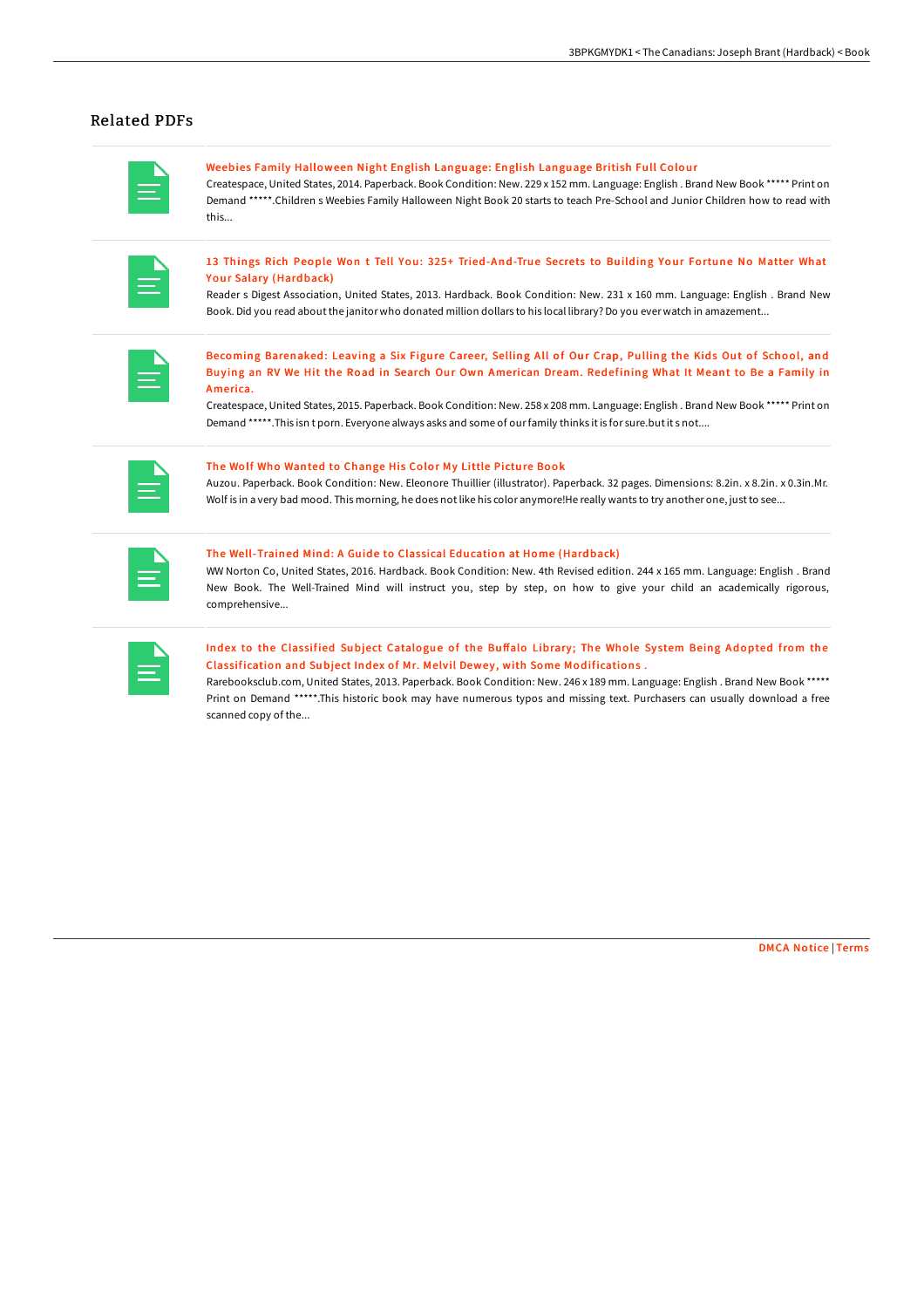## Related PDFs

**Weebies Family Halloween Night English Language: English Language British Full Colour**

Createspace, United States, 2014. Paperback. Book Condition: New. 229 x 152 mm. Language: English . Brand New Book ***** Print on Demand *****.Children s Weebies Family Halloween Night Book 20 starts to teach Pre-School and Junior Children how to read with this...

**13 Things Rich People Won t Tell You: 325+ Tried-And-True Secrets to Building Your Fortune No Matter What Your Salary (Hardback)**

Reader s Digest Association, United States, 2013. Hardback. Book Condition: New. 231 x 160 mm. Language: English . Brand New Book. Did you read about the janitor who donated million dollars to his local library? Do you ever watch in amazement...

**Becoming Barenaked: Leaving a Six Figure Career, Selling All of Our Crap, Pulling the Kids Out of School, and Buying an RV We Hit the Road in Search Our Own American Dream. Redefining What It Meant to Be a Family in America.**

Createspace, United States, 2015. Paperback. Book Condition: New. 258 x 208 mm. Language: English . Brand New Book ***** Print on Demand *****.This isn t porn. Everyone always asks and some of our family thinks it is for sure.but it s not....

**The Wolf Who Wanted to Change His Color My Little Picture Book**

Auzou. Paperback. Book Condition: New. Eleonore Thuillier (illustrator). Paperback. 32 pages. Dimensions: 8.2in. x 8.2in. x 0.3in.Mr. Wolf is in a very bad mood. This morning, he does not like his color anymore!He really wants to try another one, just to see...

**The Well-Trained Mind: A Guide to Classical Education at Home (Hardback)**

WW Norton Co, United States, 2016. Hardback. Book Condition: New. 4th Revised edition. 244 x 165 mm. Language: English . Brand New Book. The Well-Trained Mind will instruct you, step by step, on how to give your child an academically rigorous, comprehensive...

**Index to the Classified Subject Catalogue of the Buffalo Library; The Whole System Being Adopted from the Classification and Subject Index of Mr. Melvil Dewey, with Some Modifications .**

Rarebooksclub.com, United States, 2013. Paperback. Book Condition: New. 246 x 189 mm. Language: English . Brand New Book ***** Print on Demand *****.This historic book may have numerous typos and missing text. Purchasers can usually download a free scanned copy of the...